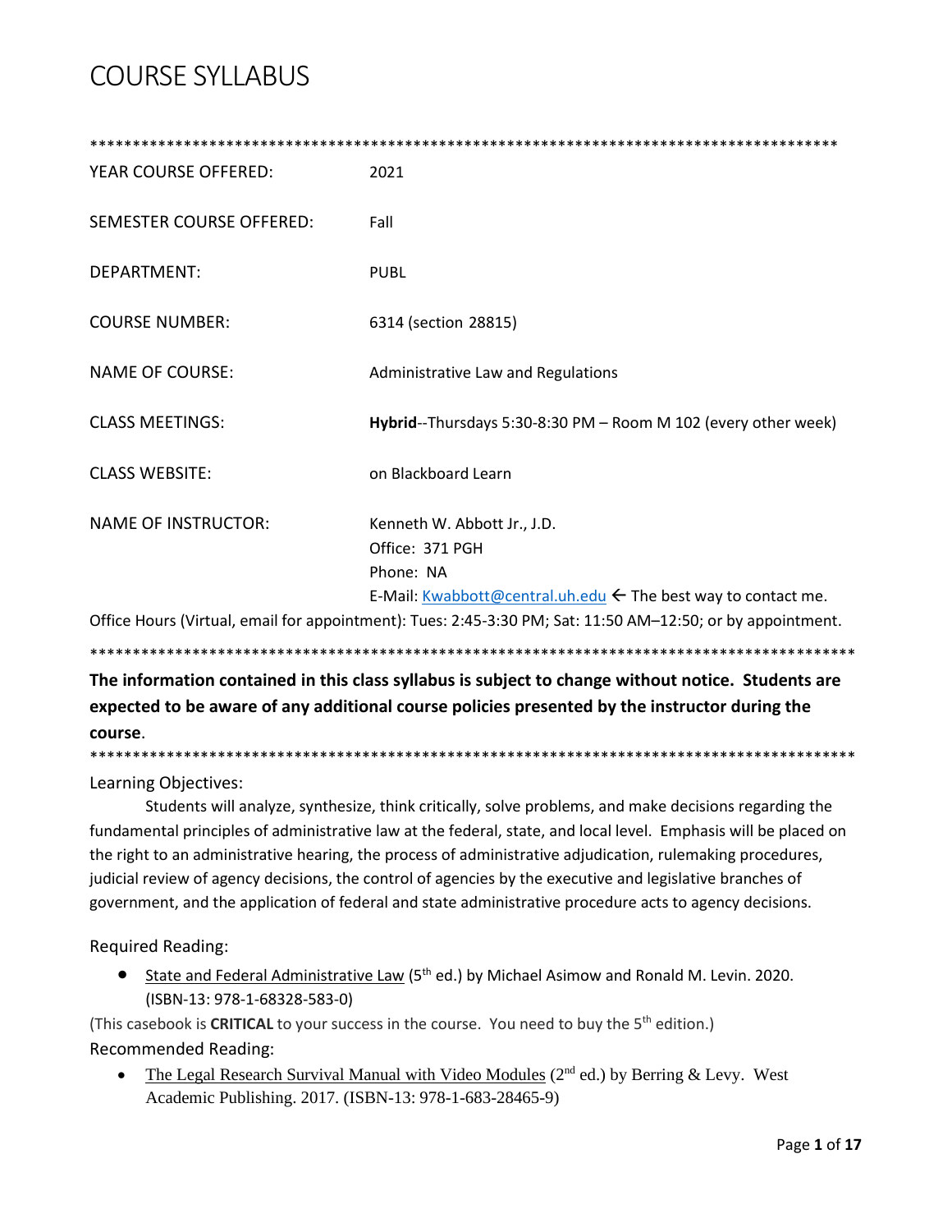# COURSE SYLLABUS

******************************************************************************************

| | |
|---|---|
| YEAR COURSE OFFERED: | 2021 |
| SEMESTER COURSE OFFERED: | Fall |
| DEPARTMENT: | PUBL |
| COURSE NUMBER: | 6314 (section 28815) |
| NAME OF COURSE: | Administrative Law and Regulations |
| CLASS MEETINGS: | **Hybrid**--Thursdays 5:30-8:30 PM – Room M 102 (every other week) |
| CLASS WEBSITE: | on Blackboard Learn |
| NAME OF INSTRUCTOR: | Kenneth W. Abbott Jr., J.D.<br>Office: 371 PGH<br>Phone: NA<br>E-Mail: Kwabbott@central.uh.edu ← The best way to contact me. |

Office Hours (Virtual, email for appointment): Tues: 2:45-3:30 PM; Sat: 11:50 AM–12:50; or by appointment.

******************************************************************************************

**The information contained in this class syllabus is subject to change without notice. Students are expected to be aware of any additional course policies presented by the instructor during the course**.

******************************************************************************************

## Learning Objectives:

Students will analyze, synthesize, think critically, solve problems, and make decisions regarding the fundamental principles of administrative law at the federal, state, and local level. Emphasis will be placed on the right to an administrative hearing, the process of administrative adjudication, rulemaking procedures, judicial review of agency decisions, the control of agencies by the executive and legislative branches of government, and the application of federal and state administrative procedure acts to agency decisions.

## Required Reading:

- State and Federal Administrative Law (5th ed.) by Michael Asimow and Ronald M. Levin. 2020. (ISBN-13: 978-1-68328-583-0)

(This casebook is **CRITICAL** to your success in the course. You need to buy the 5th edition.)

## Recommended Reading:

- The Legal Research Survival Manual with Video Modules (2nd ed.) by Berring & Levy. West Academic Publishing. 2017. (ISBN-13: 978-1-683-28465-9)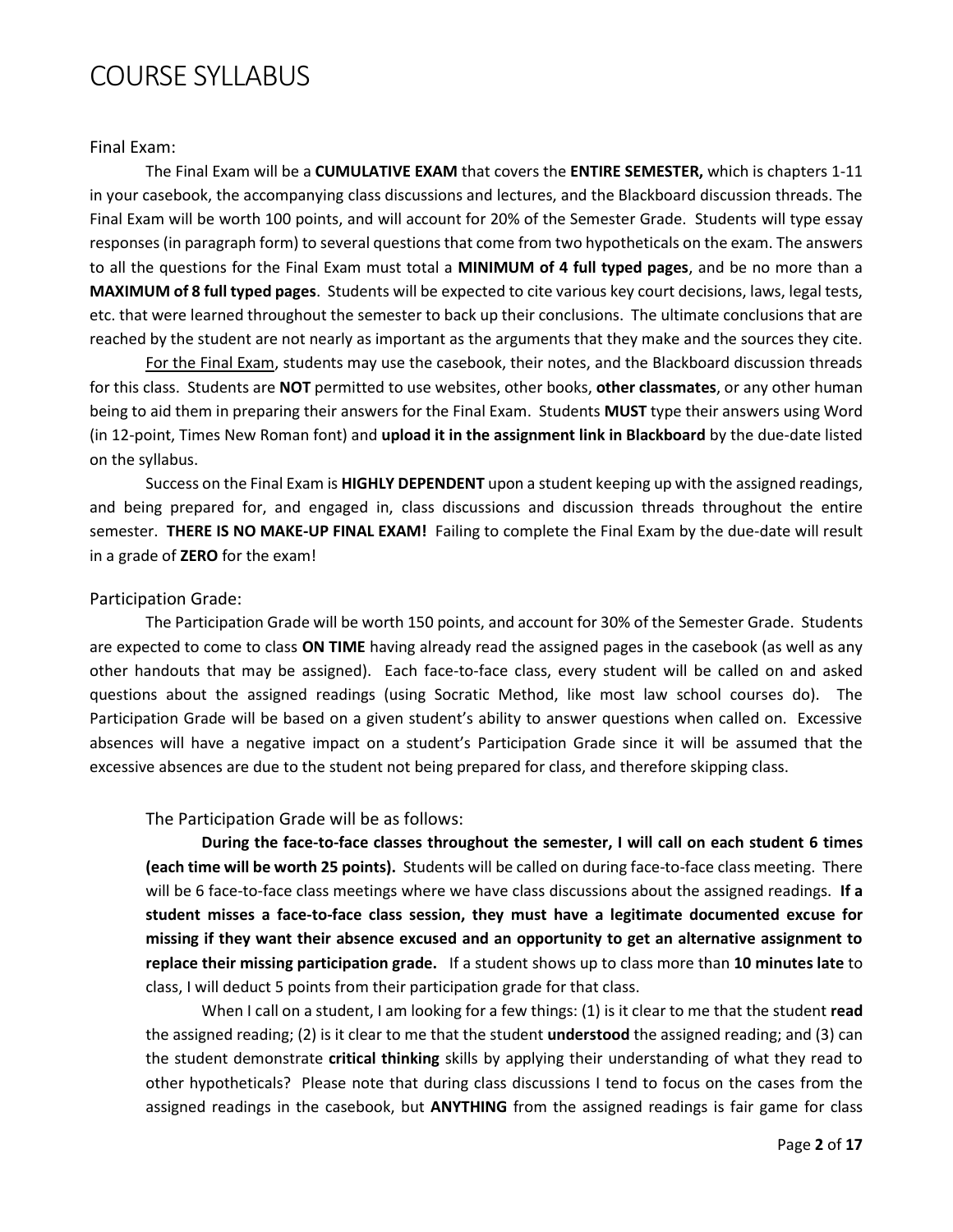# COURSE SYLLABUS

## Final Exam:

The Final Exam will be a **CUMULATIVE EXAM** that covers the **ENTIRE SEMESTER,** which is chapters 1-11 in your casebook, the accompanying class discussions and lectures, and the Blackboard discussion threads. The Final Exam will be worth 100 points, and will account for 20% of the Semester Grade. Students will type essay responses (in paragraph form) to several questions that come from two hypotheticals on the exam. The answers to all the questions for the Final Exam must total a **MINIMUM of 4 full typed pages**, and be no more than a **MAXIMUM of 8 full typed pages**. Students will be expected to cite various key court decisions, laws, legal tests, etc. that were learned throughout the semester to back up their conclusions. The ultimate conclusions that are reached by the student are not nearly as important as the arguments that they make and the sources they cite.

For the Final Exam, students may use the casebook, their notes, and the Blackboard discussion threads for this class. Students are **NOT** permitted to use websites, other books, **other classmates**, or any other human being to aid them in preparing their answers for the Final Exam. Students **MUST** type their answers using Word (in 12-point, Times New Roman font) and **upload it in the assignment link in Blackboard** by the due-date listed on the syllabus.

Success on the Final Exam is **HIGHLY DEPENDENT** upon a student keeping up with the assigned readings, and being prepared for, and engaged in, class discussions and discussion threads throughout the entire semester. **THERE IS NO MAKE-UP FINAL EXAM!** Failing to complete the Final Exam by the due-date will result in a grade of **ZERO** for the exam!

## Participation Grade:

The Participation Grade will be worth 150 points, and account for 30% of the Semester Grade. Students are expected to come to class **ON TIME** having already read the assigned pages in the casebook (as well as any other handouts that may be assigned). Each face-to-face class, every student will be called on and asked questions about the assigned readings (using Socratic Method, like most law school courses do). The Participation Grade will be based on a given student's ability to answer questions when called on. Excessive absences will have a negative impact on a student's Participation Grade since it will be assumed that the excessive absences are due to the student not being prepared for class, and therefore skipping class.

### The Participation Grade will be as follows:

**During the face-to-face classes throughout the semester, I will call on each student 6 times (each time will be worth 25 points).** Students will be called on during face-to-face class meeting. There will be 6 face-to-face class meetings where we have class discussions about the assigned readings. **If a student misses a face-to-face class session, they must have a legitimate documented excuse for missing if they want their absence excused and an opportunity to get an alternative assignment to replace their missing participation grade.** If a student shows up to class more than **10 minutes late** to class, I will deduct 5 points from their participation grade for that class.

When I call on a student, I am looking for a few things: (1) is it clear to me that the student **read** the assigned reading; (2) is it clear to me that the student **understood** the assigned reading; and (3) can the student demonstrate **critical thinking** skills by applying their understanding of what they read to other hypotheticals? Please note that during class discussions I tend to focus on the cases from the assigned readings in the casebook, but **ANYTHING** from the assigned readings is fair game for class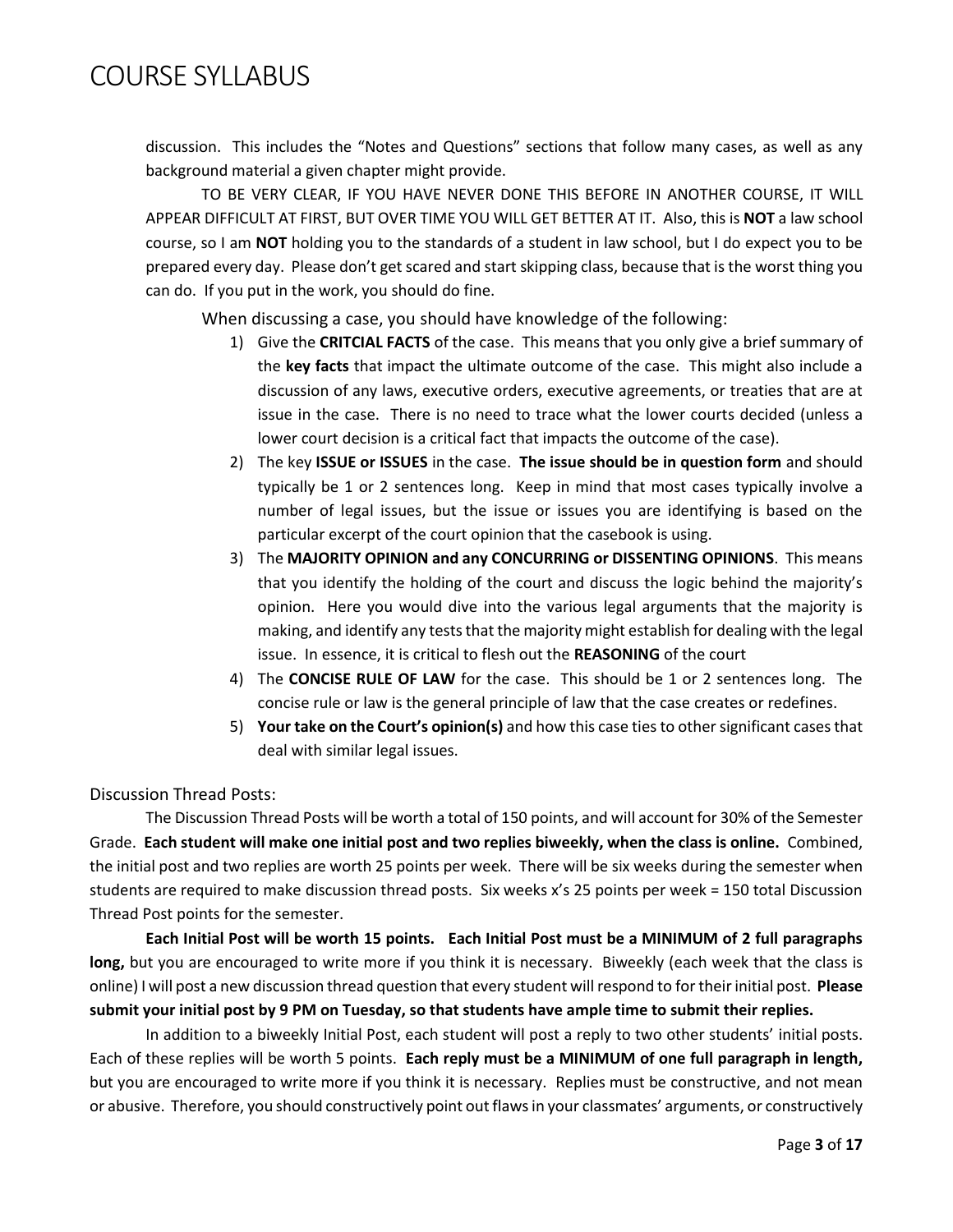discussion. This includes the "Notes and Questions" sections that follow many cases, as well as any background material a given chapter might provide.

TO BE VERY CLEAR, IF YOU HAVE NEVER DONE THIS BEFORE IN ANOTHER COURSE, IT WILL APPEAR DIFFICULT AT FIRST, BUT OVER TIME YOU WILL GET BETTER AT IT. Also, this is **NOT** a law school course, so I am **NOT** holding you to the standards of a student in law school, but I do expect you to be prepared every day. Please don't get scared and start skipping class, because that is the worst thing you can do. If you put in the work, you should do fine.

When discussing a case, you should have knowledge of the following:

1) Give the **CRITCIAL FACTS** of the case. This means that you only give a brief summary of the **key facts** that impact the ultimate outcome of the case. This might also include a discussion of any laws, executive orders, executive agreements, or treaties that are at issue in the case. There is no need to trace what the lower courts decided (unless a lower court decision is a critical fact that impacts the outcome of the case).
2) The key **ISSUE or ISSUES** in the case. **The issue should be in question form** and should typically be 1 or 2 sentences long. Keep in mind that most cases typically involve a number of legal issues, but the issue or issues you are identifying is based on the particular excerpt of the court opinion that the casebook is using.
3) The **MAJORITY OPINION and any CONCURRING or DISSENTING OPINIONS**. This means that you identify the holding of the court and discuss the logic behind the majority's opinion. Here you would dive into the various legal arguments that the majority is making, and identify any tests that the majority might establish for dealing with the legal issue. In essence, it is critical to flesh out the **REASONING** of the court
4) The **CONCISE RULE OF LAW** for the case. This should be 1 or 2 sentences long. The concise rule or law is the general principle of law that the case creates or redefines.
5) **Your take on the Court's opinion(s)** and how this case ties to other significant cases that deal with similar legal issues.

## Discussion Thread Posts:

The Discussion Thread Posts will be worth a total of 150 points, and will account for 30% of the Semester Grade. **Each student will make one initial post and two replies biweekly, when the class is online.** Combined, the initial post and two replies are worth 25 points per week. There will be six weeks during the semester when students are required to make discussion thread posts. Six weeks x's 25 points per week = 150 total Discussion Thread Post points for the semester.

**Each Initial Post will be worth 15 points. Each Initial Post must be a MINIMUM of 2 full paragraphs long,** but you are encouraged to write more if you think it is necessary. Biweekly (each week that the class is online) I will post a new discussion thread question that every student will respond to for their initial post. **Please submit your initial post by 9 PM on Tuesday, so that students have ample time to submit their replies.**

In addition to a biweekly Initial Post, each student will post a reply to two other students' initial posts. Each of these replies will be worth 5 points. **Each reply must be a MINIMUM of one full paragraph in length,** but you are encouraged to write more if you think it is necessary. Replies must be constructive, and not mean or abusive. Therefore, you should constructively point out flaws in your classmates' arguments, or constructively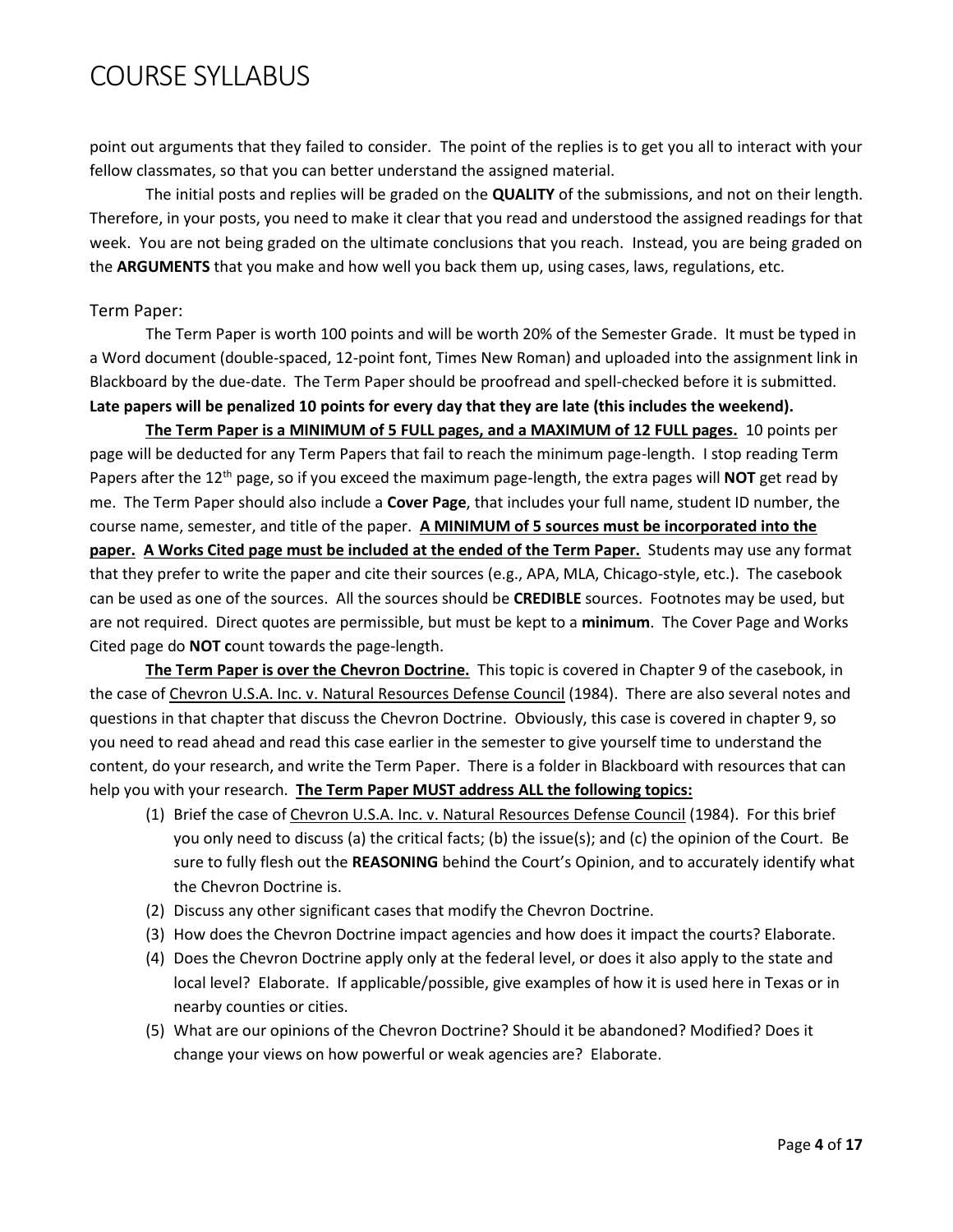point out arguments that they failed to consider. The point of the replies is to get you all to interact with your fellow classmates, so that you can better understand the assigned material.

The initial posts and replies will be graded on the **QUALITY** of the submissions, and not on their length. Therefore, in your posts, you need to make it clear that you read and understood the assigned readings for that week. You are not being graded on the ultimate conclusions that you reach. Instead, you are being graded on the **ARGUMENTS** that you make and how well you back them up, using cases, laws, regulations, etc.

## Term Paper:

The Term Paper is worth 100 points and will be worth 20% of the Semester Grade. It must be typed in a Word document (double-spaced, 12-point font, Times New Roman) and uploaded into the assignment link in Blackboard by the due-date. The Term Paper should be proofread and spell-checked before it is submitted. **Late papers will be penalized 10 points for every day that they are late (this includes the weekend).**

**<u>The Term Paper is a MINIMUM of 5 FULL pages, and a MAXIMUM of 12 FULL pages.</u>** 10 points per page will be deducted for any Term Papers that fail to reach the minimum page-length. I stop reading Term Papers after the 12th page, so if you exceed the maximum page-length, the extra pages will **NOT** get read by me. The Term Paper should also include a **Cover Page**, that includes your full name, student ID number, the course name, semester, and title of the paper. **<u>A MINIMUM of 5 sources must be incorporated into the paper.</u>** **<u>A Works Cited page must be included at the ended of the Term Paper.</u>** Students may use any format that they prefer to write the paper and cite their sources (e.g., APA, MLA, Chicago-style, etc.). The casebook can be used as one of the sources. All the sources should be **CREDIBLE** sources. Footnotes may be used, but are not required. Direct quotes are permissible, but must be kept to a **minimum**. The Cover Page and Works Cited page do **NOT c**ount towards the page-length.

**<u>The Term Paper is over the Chevron Doctrine.</u>** This topic is covered in Chapter 9 of the casebook, in the case of <u>Chevron U.S.A. Inc. v. Natural Resources Defense Council</u> (1984). There are also several notes and questions in that chapter that discuss the Chevron Doctrine. Obviously, this case is covered in chapter 9, so you need to read ahead and read this case earlier in the semester to give yourself time to understand the content, do your research, and write the Term Paper. There is a folder in Blackboard with resources that can help you with your research. **<u>The Term Paper MUST address ALL the following topics:</u>**

1. Brief the case of <u>Chevron U.S.A. Inc. v. Natural Resources Defense Council</u> (1984). For this brief you only need to discuss (a) the critical facts; (b) the issue(s); and (c) the opinion of the Court. Be sure to fully flesh out the **REASONING** behind the Court's Opinion, and to accurately identify what the Chevron Doctrine is.
2. Discuss any other significant cases that modify the Chevron Doctrine.
3. How does the Chevron Doctrine impact agencies and how does it impact the courts? Elaborate.
4. Does the Chevron Doctrine apply only at the federal level, or does it also apply to the state and local level? Elaborate. If applicable/possible, give examples of how it is used here in Texas or in nearby counties or cities.
5. What are our opinions of the Chevron Doctrine? Should it be abandoned? Modified? Does it change your views on how powerful or weak agencies are? Elaborate.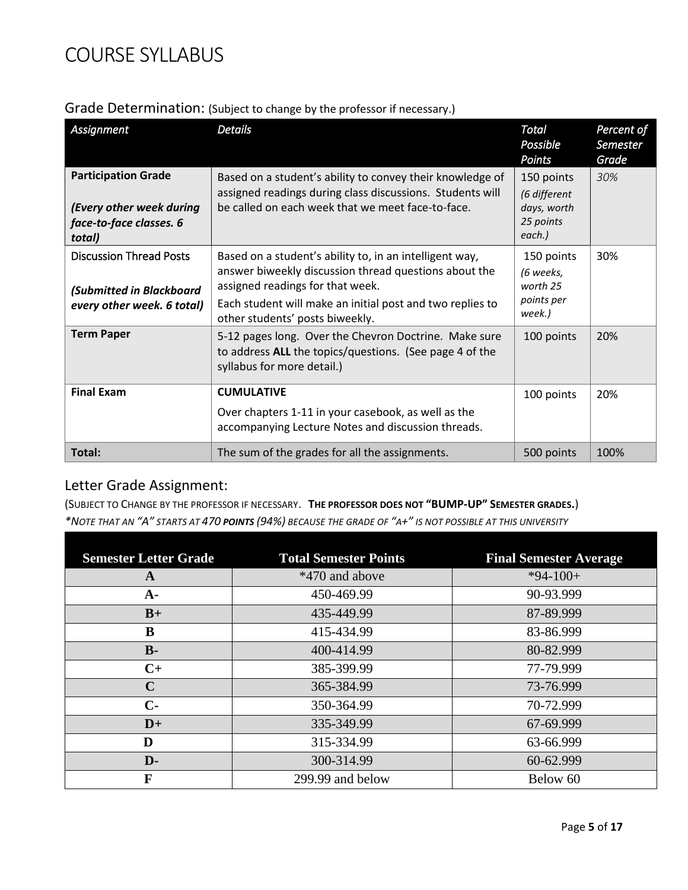# COURSE SYLLABUS

## Grade Determination: (Subject to change by the professor if necessary.)

| *Assignment* | *Details* | *Total Possible Points* | *Percent of Semester Grade* |
|---|---|---|---|
| **Participation Grade**<br><br>***(Every other week during face-to-face classes. 6 total)*** | Based on a student's ability to convey their knowledge of assigned readings during class discussions. Students will be called on each week that we meet face-to-face. | 150 points<br>*(6 different days, worth 25 points each.)* | *30%* |
| Discussion Thread Posts<br><br>***(Submitted in Blackboard every other week. 6 total)*** | Based on a student's ability to, in an intelligent way, answer biweekly discussion thread questions about the assigned readings for that week.<br>Each student will make an initial post and two replies to other students' posts biweekly. | 150 points<br>*(6 weeks, worth 25 points per week.)* | 30% |
| **Term Paper** | 5-12 pages long. Over the Chevron Doctrine. Make sure to address **ALL** the topics/questions. (See page 4 of the syllabus for more detail.) | 100 points | 20% |
| **Final Exam** | **CUMULATIVE**<br>Over chapters 1-11 in your casebook, as well as the accompanying Lecture Notes and discussion threads. | 100 points | 20% |
| **Total:** | The sum of the grades for all the assignments. | 500 points | 100% |

## Letter Grade Assignment:

(SUBJECT TO CHANGE BY THE PROFESSOR IF NECESSARY. **THE PROFESSOR DOES NOT "BUMP-UP" SEMESTER GRADES.**)

*\*NOTE THAT AN "A" STARTS AT 470 **POINTS** (94%) BECAUSE THE GRADE OF "A+" IS NOT POSSIBLE AT THIS UNIVERSITY*

| Semester Letter Grade | Total Semester Points | Final Semester Average |
|---|---|---|
| **A** | *470 and above | *94-100+ |
| **A-** | 450-469.99 | 90-93.999 |
| **B+** | 435-449.99 | 87-89.999 |
| **B** | 415-434.99 | 83-86.999 |
| **B-** | 400-414.99 | 80-82.999 |
| **C+** | 385-399.99 | 77-79.999 |
| **C** | 365-384.99 | 73-76.999 |
| **C-** | 350-364.99 | 70-72.999 |
| **D+** | 335-349.99 | 67-69.999 |
| **D** | 315-334.99 | 63-66.999 |
| **D-** | 300-314.99 | 60-62.999 |
| **F** | 299.99 and below | Below 60 |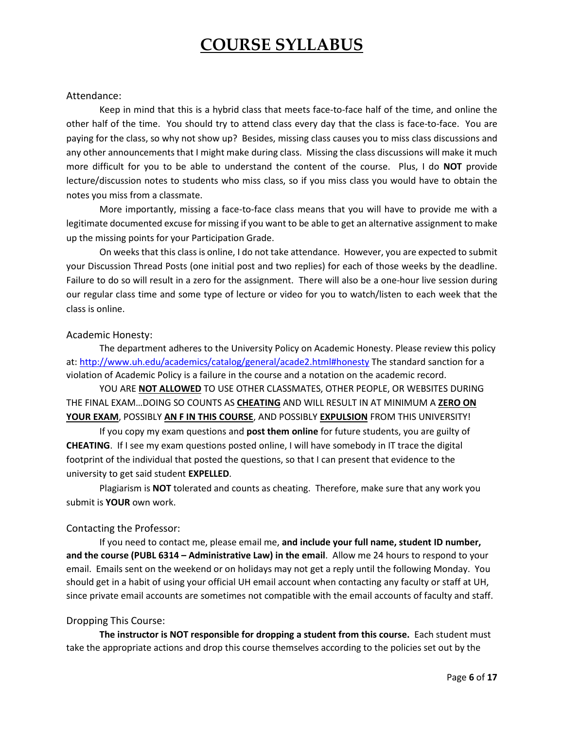# COURSE SYLLABUS

## Attendance:

Keep in mind that this is a hybrid class that meets face-to-face half of the time, and online the other half of the time. You should try to attend class every day that the class is face-to-face. You are paying for the class, so why not show up? Besides, missing class causes you to miss class discussions and any other announcements that I might make during class. Missing the class discussions will make it much more difficult for you to be able to understand the content of the course. Plus, I do **NOT** provide lecture/discussion notes to students who miss class, so if you miss class you would have to obtain the notes you miss from a classmate.

More importantly, missing a face-to-face class means that you will have to provide me with a legitimate documented excuse for missing if you want to be able to get an alternative assignment to make up the missing points for your Participation Grade.

On weeks that this class is online, I do not take attendance. However, you are expected to submit your Discussion Thread Posts (one initial post and two replies) for each of those weeks by the deadline. Failure to do so will result in a zero for the assignment. There will also be a one-hour live session during our regular class time and some type of lecture or video for you to watch/listen to each week that the class is online.

## Academic Honesty:

The department adheres to the University Policy on Academic Honesty. Please review this policy at: [http://www.uh.edu/academics/catalog/general/acade2.html#honesty](http://www.uh.edu/academics/catalog/general/acade2.html#honesty) The standard sanction for a violation of Academic Policy is a failure in the course and a notation on the academic record.

YOU ARE **NOT ALLOWED** TO USE OTHER CLASSMATES, OTHER PEOPLE, OR WEBSITES DURING THE FINAL EXAM…DOING SO COUNTS AS **CHEATING** AND WILL RESULT IN AT MINIMUM A **ZERO ON YOUR EXAM**, POSSIBLY **AN F IN THIS COURSE**, AND POSSIBLY **EXPULSION** FROM THIS UNIVERSITY!

If you copy my exam questions and **post them online** for future students, you are guilty of **CHEATING**. If I see my exam questions posted online, I will have somebody in IT trace the digital footprint of the individual that posted the questions, so that I can present that evidence to the university to get said student **EXPELLED**.

Plagiarism is **NOT** tolerated and counts as cheating. Therefore, make sure that any work you submit is **YOUR** own work.

## Contacting the Professor:

If you need to contact me, please email me, **and include your full name, student ID number, and the course (PUBL 6314 – Administrative Law) in the email**. Allow me 24 hours to respond to your email. Emails sent on the weekend or on holidays may not get a reply until the following Monday. You should get in a habit of using your official UH email account when contacting any faculty or staff at UH, since private email accounts are sometimes not compatible with the email accounts of faculty and staff.

## Dropping This Course:

**The instructor is NOT responsible for dropping a student from this course.** Each student must take the appropriate actions and drop this course themselves according to the policies set out by the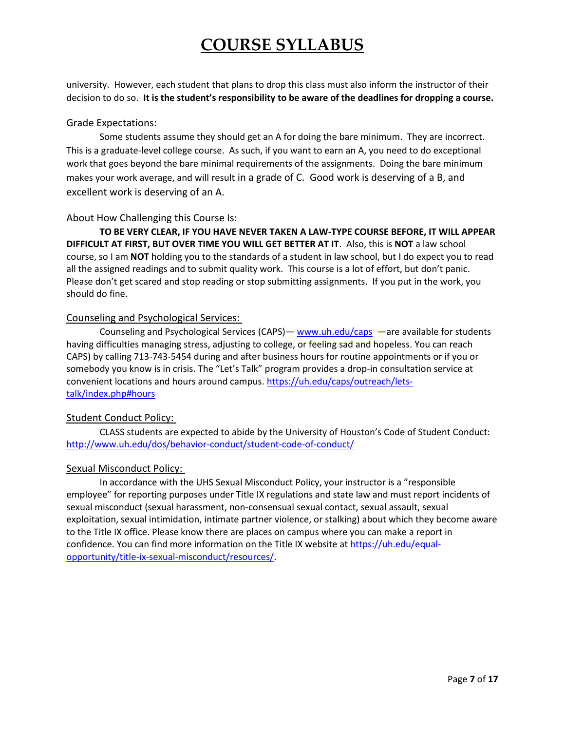university. However, each student that plans to drop this class must also inform the instructor of their decision to do so. **It is the student's responsibility to be aware of the deadlines for dropping a course.**

### Grade Expectations:

Some students assume they should get an A for doing the bare minimum. They are incorrect. This is a graduate-level college course. As such, if you want to earn an A, you need to do exceptional work that goes beyond the bare minimal requirements of the assignments. Doing the bare minimum makes your work average, and will result in a grade of C. Good work is deserving of a B, and excellent work is deserving of an A.

### About How Challenging this Course Is:

**TO BE VERY CLEAR, IF YOU HAVE NEVER TAKEN A LAW-TYPE COURSE BEFORE, IT WILL APPEAR DIFFICULT AT FIRST, BUT OVER TIME YOU WILL GET BETTER AT IT**. Also, this is **NOT** a law school course, so I am **NOT** holding you to the standards of a student in law school, but I do expect you to read all the assigned readings and to submit quality work. This course is a lot of effort, but don't panic. Please don't get scared and stop reading or stop submitting assignments. If you put in the work, you should do fine.

### Counseling and Psychological Services:

Counseling and Psychological Services (CAPS)— [www.uh.edu/caps](www.uh.edu/caps) —are available for students having difficulties managing stress, adjusting to college, or feeling sad and hopeless. You can reach CAPS) by calling 713-743-5454 during and after business hours for routine appointments or if you or somebody you know is in crisis. The "Let's Talk" program provides a drop-in consultation service at convenient locations and hours around campus. [https://uh.edu/caps/outreach/lets-talk/index.php#hours](https://uh.edu/caps/outreach/lets-talk/index.php#hours)

### Student Conduct Policy:

CLASS students are expected to abide by the University of Houston's Code of Student Conduct: [http://www.uh.edu/dos/behavior-conduct/student-code-of-conduct/](http://www.uh.edu/dos/behavior-conduct/student-code-of-conduct/)

### Sexual Misconduct Policy:

In accordance with the UHS Sexual Misconduct Policy, your instructor is a "responsible employee" for reporting purposes under Title IX regulations and state law and must report incidents of sexual misconduct (sexual harassment, non-consensual sexual contact, sexual assault, sexual exploitation, sexual intimidation, intimate partner violence, or stalking) about which they become aware to the Title IX office. Please know there are places on campus where you can make a report in confidence. You can find more information on the Title IX website at [https://uh.edu/equal-opportunity/title-ix-sexual-misconduct/resources/](https://uh.edu/equal-opportunity/title-ix-sexual-misconduct/resources/).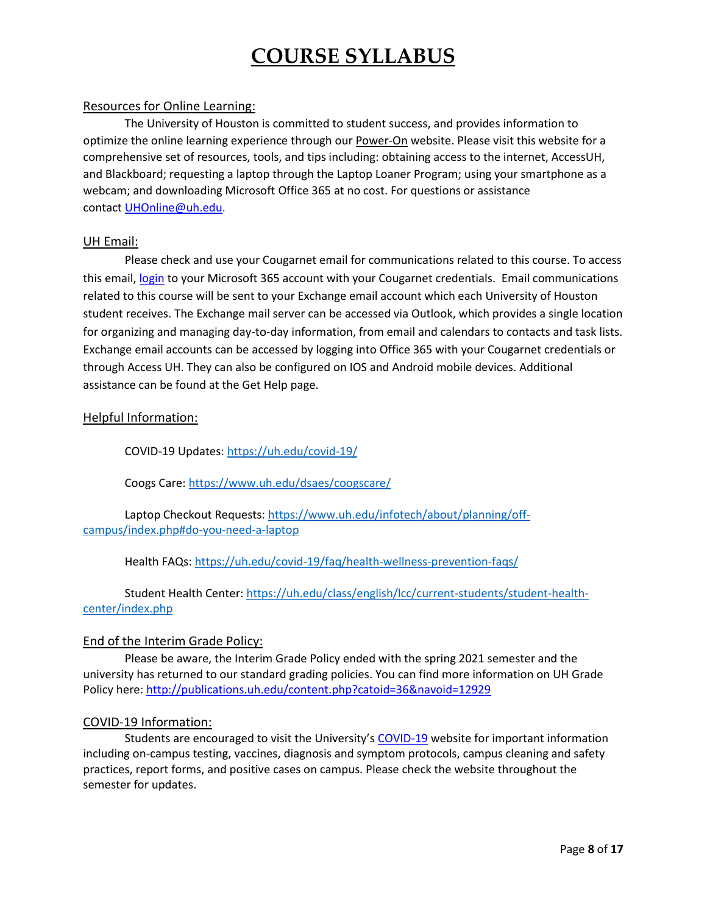# COURSE SYLLABUS

## Resources for Online Learning:

The University of Houston is committed to student success, and provides information to optimize the online learning experience through our Power-On website. Please visit this website for a comprehensive set of resources, tools, and tips including: obtaining access to the internet, AccessUH, and Blackboard; requesting a laptop through the Laptop Loaner Program; using your smartphone as a webcam; and downloading Microsoft Office 365 at no cost. For questions or assistance contact UHOnline@uh.edu.

## UH Email:

Please check and use your Cougarnet email for communications related to this course. To access this email, login to your Microsoft 365 account with your Cougarnet credentials. Email communications related to this course will be sent to your Exchange email account which each University of Houston student receives. The Exchange mail server can be accessed via Outlook, which provides a single location for organizing and managing day-to-day information, from email and calendars to contacts and task lists. Exchange email accounts can be accessed by logging into Office 365 with your Cougarnet credentials or through Access UH. They can also be configured on IOS and Android mobile devices. Additional assistance can be found at the Get Help page.

## Helpful Information:

COVID-19 Updates: https://uh.edu/covid-19/

Coogs Care: https://www.uh.edu/dsaes/coogscare/

Laptop Checkout Requests: https://www.uh.edu/infotech/about/planning/off-campus/index.php#do-you-need-a-laptop

Health FAQs: https://uh.edu/covid-19/faq/health-wellness-prevention-faqs/

Student Health Center: https://uh.edu/class/english/lcc/current-students/student-health-center/index.php

## End of the Interim Grade Policy:

Please be aware, the Interim Grade Policy ended with the spring 2021 semester and the university has returned to our standard grading policies. You can find more information on UH Grade Policy here: http://publications.uh.edu/content.php?catoid=36&navoid=12929

## COVID-19 Information:

Students are encouraged to visit the University's COVID-19 website for important information including on-campus testing, vaccines, diagnosis and symptom protocols, campus cleaning and safety practices, report forms, and positive cases on campus. Please check the website throughout the semester for updates.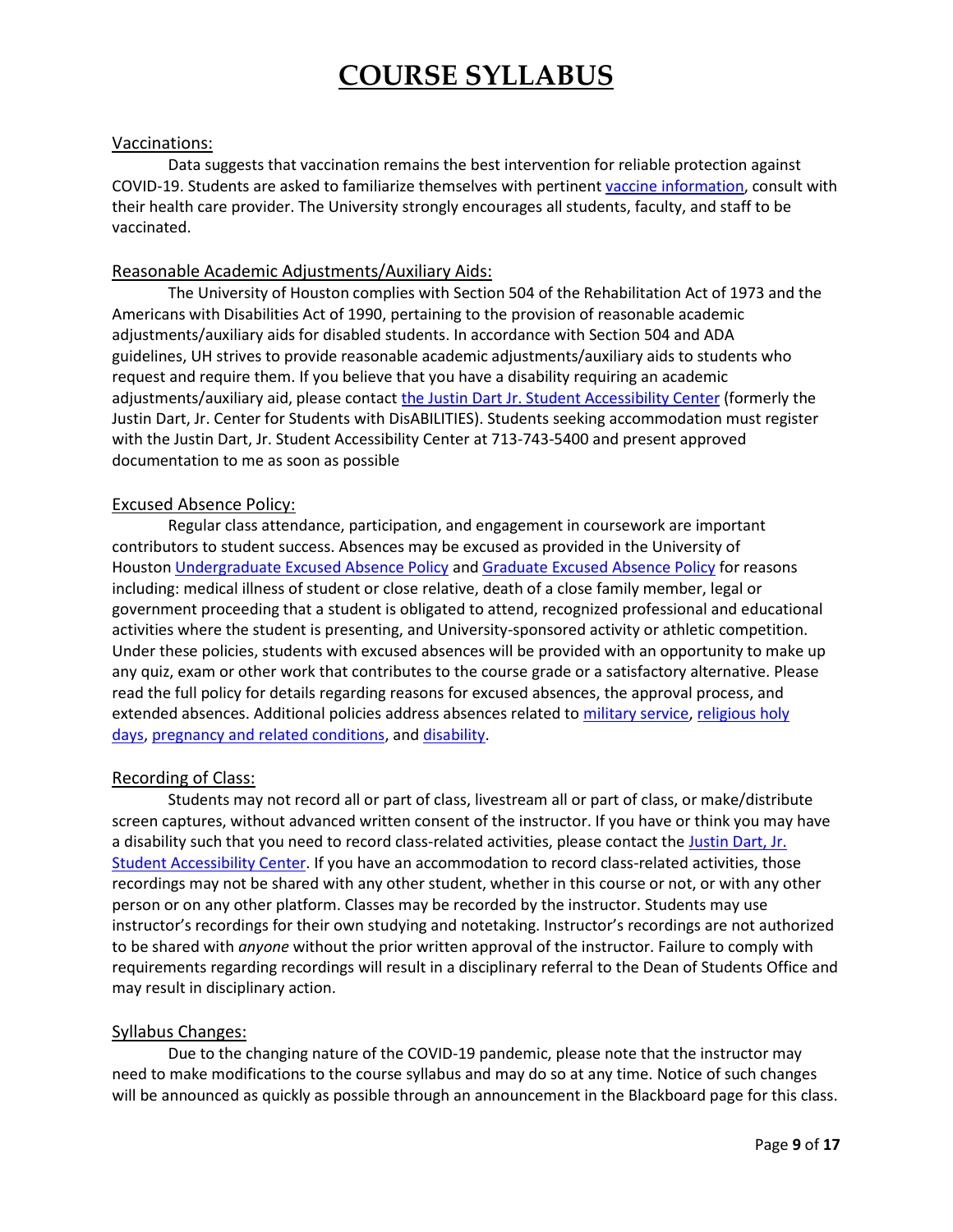# COURSE SYLLABUS

## Vaccinations:

Data suggests that vaccination remains the best intervention for reliable protection against COVID-19. Students are asked to familiarize themselves with pertinent vaccine information, consult with their health care provider. The University strongly encourages all students, faculty, and staff to be vaccinated.

## Reasonable Academic Adjustments/Auxiliary Aids:

The University of Houston complies with Section 504 of the Rehabilitation Act of 1973 and the Americans with Disabilities Act of 1990, pertaining to the provision of reasonable academic adjustments/auxiliary aids for disabled students. In accordance with Section 504 and ADA guidelines, UH strives to provide reasonable academic adjustments/auxiliary aids to students who request and require them. If you believe that you have a disability requiring an academic adjustments/auxiliary aid, please contact the Justin Dart Jr. Student Accessibility Center (formerly the Justin Dart, Jr. Center for Students with DisABILITIES). Students seeking accommodation must register with the Justin Dart, Jr. Student Accessibility Center at 713-743-5400 and present approved documentation to me as soon as possible

## Excused Absence Policy:

Regular class attendance, participation, and engagement in coursework are important contributors to student success. Absences may be excused as provided in the University of Houston Undergraduate Excused Absence Policy and Graduate Excused Absence Policy for reasons including: medical illness of student or close relative, death of a close family member, legal or government proceeding that a student is obligated to attend, recognized professional and educational activities where the student is presenting, and University-sponsored activity or athletic competition. Under these policies, students with excused absences will be provided with an opportunity to make up any quiz, exam or other work that contributes to the course grade or a satisfactory alternative. Please read the full policy for details regarding reasons for excused absences, the approval process, and extended absences. Additional policies address absences related to military service, religious holy days, pregnancy and related conditions, and disability.

## Recording of Class:

Students may not record all or part of class, livestream all or part of class, or make/distribute screen captures, without advanced written consent of the instructor. If you have or think you may have a disability such that you need to record class-related activities, please contact the Justin Dart, Jr. Student Accessibility Center. If you have an accommodation to record class-related activities, those recordings may not be shared with any other student, whether in this course or not, or with any other person or on any other platform. Classes may be recorded by the instructor. Students may use instructor's recordings for their own studying and notetaking. Instructor's recordings are not authorized to be shared with *anyone* without the prior written approval of the instructor. Failure to comply with requirements regarding recordings will result in a disciplinary referral to the Dean of Students Office and may result in disciplinary action.

## Syllabus Changes:

Due to the changing nature of the COVID-19 pandemic, please note that the instructor may need to make modifications to the course syllabus and may do so at any time. Notice of such changes will be announced as quickly as possible through an announcement in the Blackboard page for this class.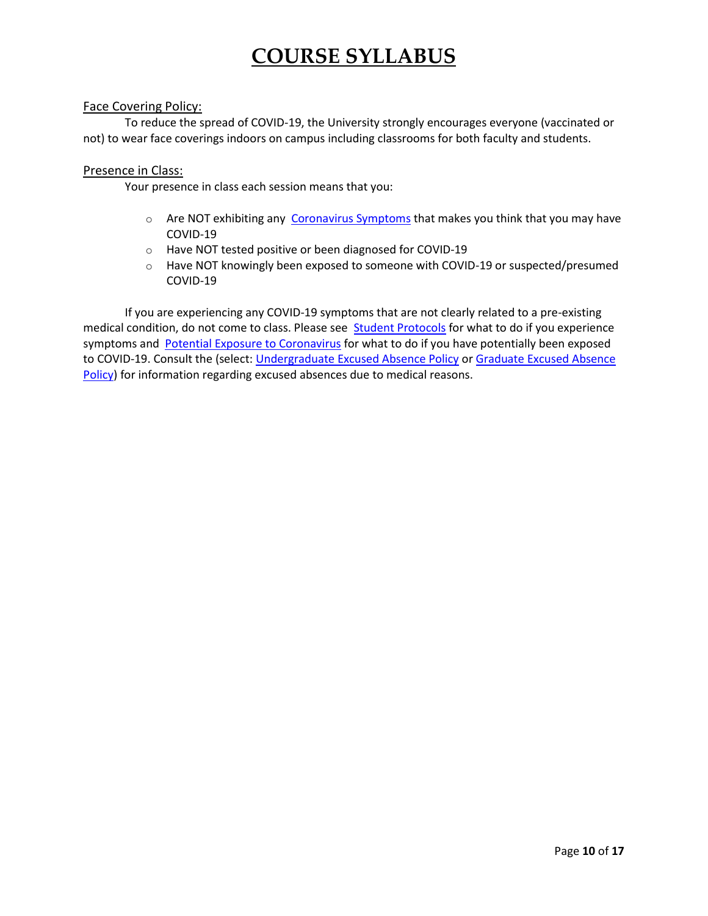# COURSE SYLLABUS

## Face Covering Policy:

To reduce the spread of COVID-19, the University strongly encourages everyone (vaccinated or not) to wear face coverings indoors on campus including classrooms for both faculty and students.

## Presence in Class:

Your presence in class each session means that you:

- Are NOT exhibiting any Coronavirus Symptoms that makes you think that you may have COVID-19
- Have NOT tested positive or been diagnosed for COVID-19
- Have NOT knowingly been exposed to someone with COVID-19 or suspected/presumed COVID-19

If you are experiencing any COVID-19 symptoms that are not clearly related to a pre-existing medical condition, do not come to class. Please see Student Protocols for what to do if you experience symptoms and Potential Exposure to Coronavirus for what to do if you have potentially been exposed to COVID-19. Consult the (select: Undergraduate Excused Absence Policy or Graduate Excused Absence Policy) for information regarding excused absences due to medical reasons.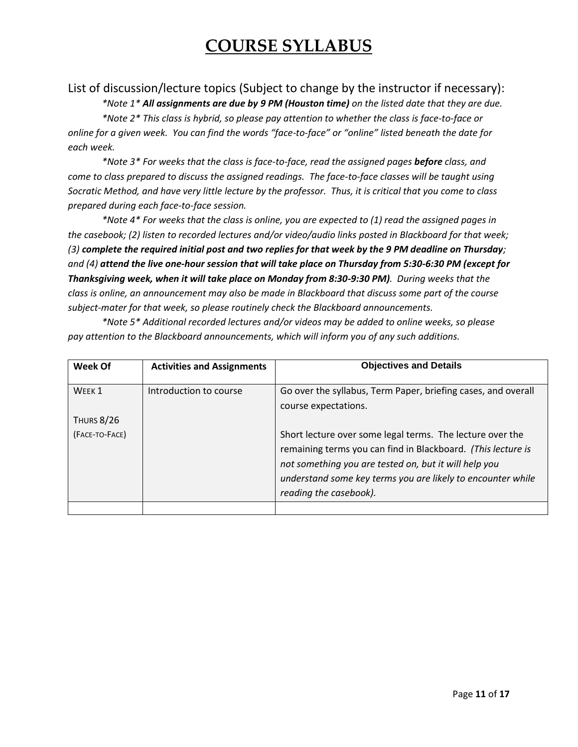# COURSE SYLLABUS

List of discussion/lecture topics (Subject to change by the instructor if necessary):

*\*Note 1\** ***All assignments are due by 9 PM (Houston time)*** *on the listed date that they are due.*

*\*Note 2\* This class is hybrid, so please pay attention to whether the class is face-to-face or online for a given week. You can find the words "face-to-face" or "online" listed beneath the date for each week.*

*\*Note 3\* For weeks that the class is face-to-face, read the assigned pages* ***before*** *class, and come to class prepared to discuss the assigned readings. The face-to-face classes will be taught using Socratic Method, and have very little lecture by the professor. Thus, it is critical that you come to class prepared during each face-to-face session.*

*\*Note 4\* For weeks that the class is online, you are expected to (1) read the assigned pages in the casebook; (2) listen to recorded lectures and/or video/audio links posted in Blackboard for that week; (3)* ***complete the required initial post and two replies for that week by the 9 PM deadline on Thursday****; and (4)* ***attend the live one-hour session that will take place on Thursday from 5:30-6:30 PM (except for Thanksgiving week, when it will take place on Monday from 8:30-9:30 PM)****. During weeks that the class is online, an announcement may also be made in Blackboard that discuss some part of the course subject-mater for that week, so please routinely check the Blackboard announcements.*

*\*Note 5\* Additional recorded lectures and/or videos may be added to online weeks, so please pay attention to the Blackboard announcements, which will inform you of any such additions.*

| Week Of | Activities and Assignments | Objectives and Details |
|---|---|---|
| WEEK 1<br><br>THURS 8/26<br>(FACE-TO-FACE) | Introduction to course | Go over the syllabus, Term Paper, briefing cases, and overall course expectations.<br><br>Short lecture over some legal terms. The lecture over the remaining terms you can find in Blackboard. *(This lecture is not something you are tested on, but it will help you understand some key terms you are likely to encounter while reading the casebook).* |
| | | |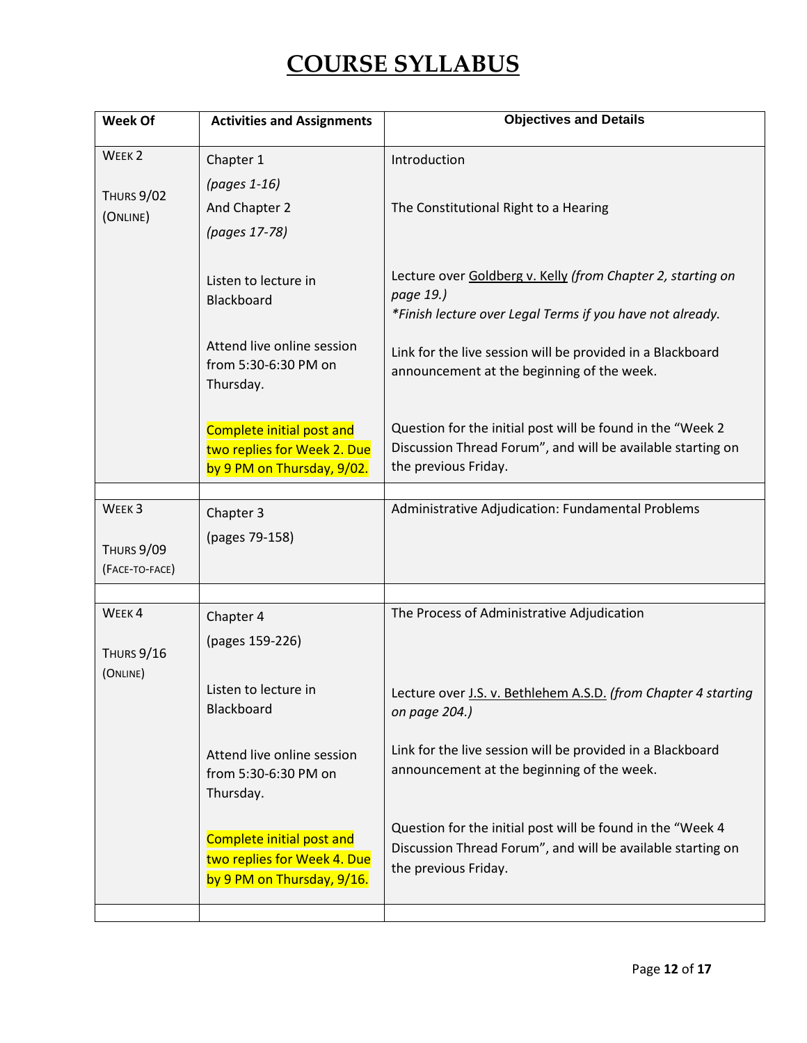# COURSE SYLLABUS

| Week Of | Activities and Assignments | Objectives and Details |
|---|---|---|
| WEEK 2<br><br>THURS 9/02<br>(ONLINE) | Chapter 1<br>*(pages 1-16)*<br>And Chapter 2<br>*(pages 17-78)* | Introduction<br><br>The Constitutional Right to a Hearing |
| | Listen to lecture in Blackboard | Lecture over Goldberg v. Kelly *(from Chapter 2, starting on page 19.)*<br>*\*Finish lecture over Legal Terms if you have not already.* |
| | Attend live online session from 5:30-6:30 PM on Thursday. | Link for the live session will be provided in a Blackboard announcement at the beginning of the week. |
| | Complete initial post and two replies for Week 2. Due by 9 PM on Thursday, 9/02. | Question for the initial post will be found in the "Week 2 Discussion Thread Forum", and will be available starting on the previous Friday. |
| | | |
| WEEK 3<br><br>THURS 9/09<br>(FACE-TO-FACE) | Chapter 3<br>(pages 79-158) | Administrative Adjudication: Fundamental Problems |
| | | |
| WEEK 4<br><br>THURS 9/16<br>(ONLINE) | Chapter 4<br>(pages 159-226) | The Process of Administrative Adjudication |
| | Listen to lecture in Blackboard | Lecture over J.S. v. Bethlehem A.S.D. *(from Chapter 4 starting on page 204.)* |
| | Attend live online session from 5:30-6:30 PM on Thursday. | Link for the live session will be provided in a Blackboard announcement at the beginning of the week. |
| | Complete initial post and two replies for Week 4. Due by 9 PM on Thursday, 9/16. | Question for the initial post will be found in the "Week 4 Discussion Thread Forum", and will be available starting on the previous Friday. |
| | | |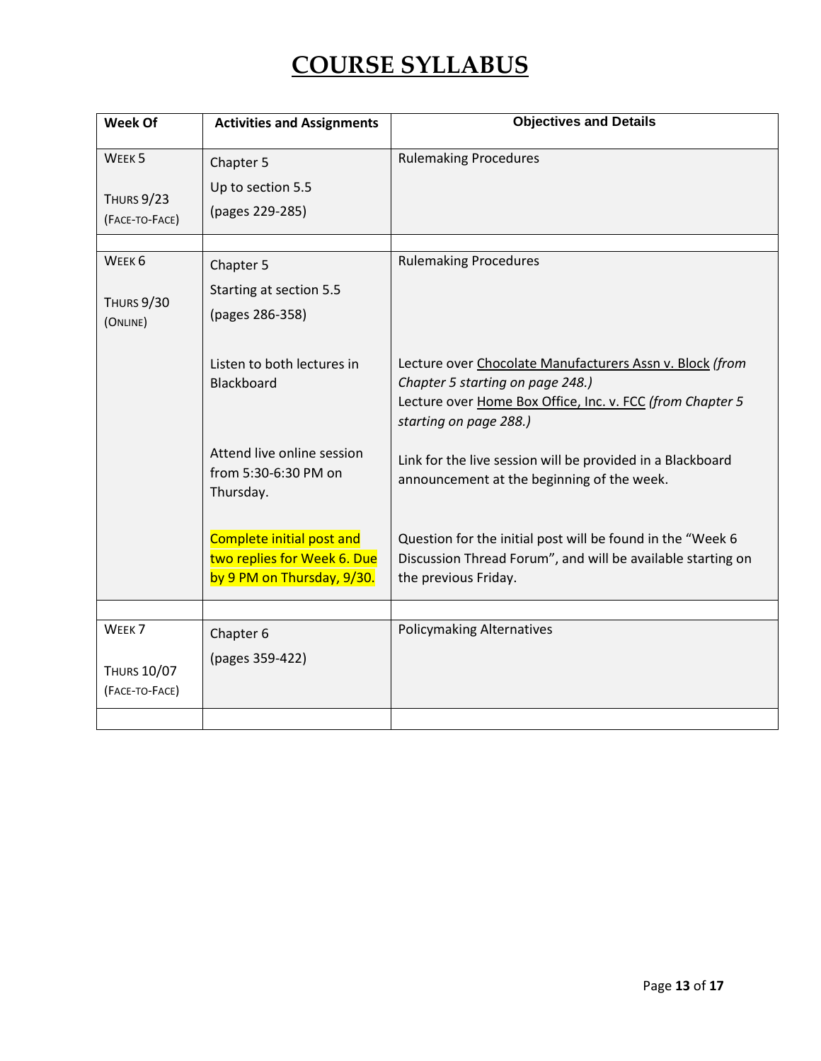# COURSE SYLLABUS

| Week Of | Activities and Assignments | Objectives and Details |
|---|---|---|
| WEEK 5<br><br>THURS 9/23<br>(FACE-TO-FACE) | Chapter 5<br>Up to section 5.5<br>(pages 229-285) | Rulemaking Procedures |
| | | |
| WEEK 6<br><br>THURS 9/30<br>(ONLINE) | Chapter 5<br>Starting at section 5.5<br>(pages 286-358) | Rulemaking Procedures |
| | Listen to both lectures in Blackboard | Lecture over Chocolate Manufacturers Assn v. Block *(from Chapter 5 starting on page 248.)*<br>Lecture over Home Box Office, Inc. v. FCC *(from Chapter 5 starting on page 288.)* |
| | Attend live online session from 5:30-6:30 PM on Thursday. | Link for the live session will be provided in a Blackboard announcement at the beginning of the week. |
| | Complete initial post and two replies for Week 6. Due by 9 PM on Thursday, 9/30. | Question for the initial post will be found in the "Week 6 Discussion Thread Forum", and will be available starting on the previous Friday. |
| | | |
| WEEK 7<br><br>THURS 10/07<br>(FACE-TO-FACE) | Chapter 6<br>(pages 359-422) | Policymaking Alternatives |
| | | |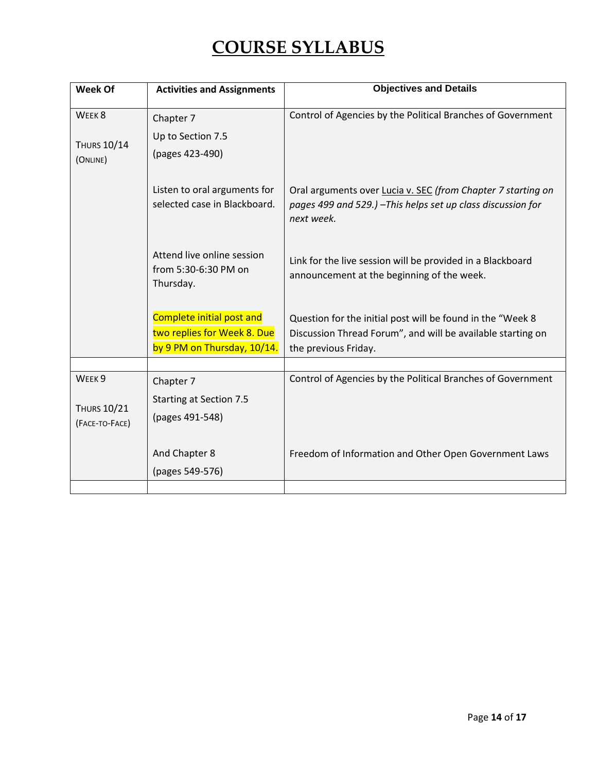# COURSE SYLLABUS

| Week Of | Activities and Assignments | Objectives and Details |
|---|---|---|
| WEEK 8<br><br>THURS 10/14<br>(ONLINE) | Chapter 7<br>Up to Section 7.5<br>(pages 423-490) | Control of Agencies by the Political Branches of Government |
| | Listen to oral arguments for selected case in Blackboard. | Oral arguments over Lucia v. SEC *(from Chapter 7 starting on pages 499 and 529.) –This helps set up class discussion for next week.* |
| | Attend live online session from 5:30-6:30 PM on Thursday. | Link for the live session will be provided in a Blackboard announcement at the beginning of the week. |
| | Complete initial post and two replies for Week 8. Due by 9 PM on Thursday, 10/14. | Question for the initial post will be found in the "Week 8 Discussion Thread Forum", and will be available starting on the previous Friday. |
| | | |
| WEEK 9<br><br>THURS 10/21<br>(FACE-TO-FACE) | Chapter 7<br>Starting at Section 7.5<br>(pages 491-548) | Control of Agencies by the Political Branches of Government |
| | And Chapter 8<br>(pages 549-576) | Freedom of Information and Other Open Government Laws |
| | | |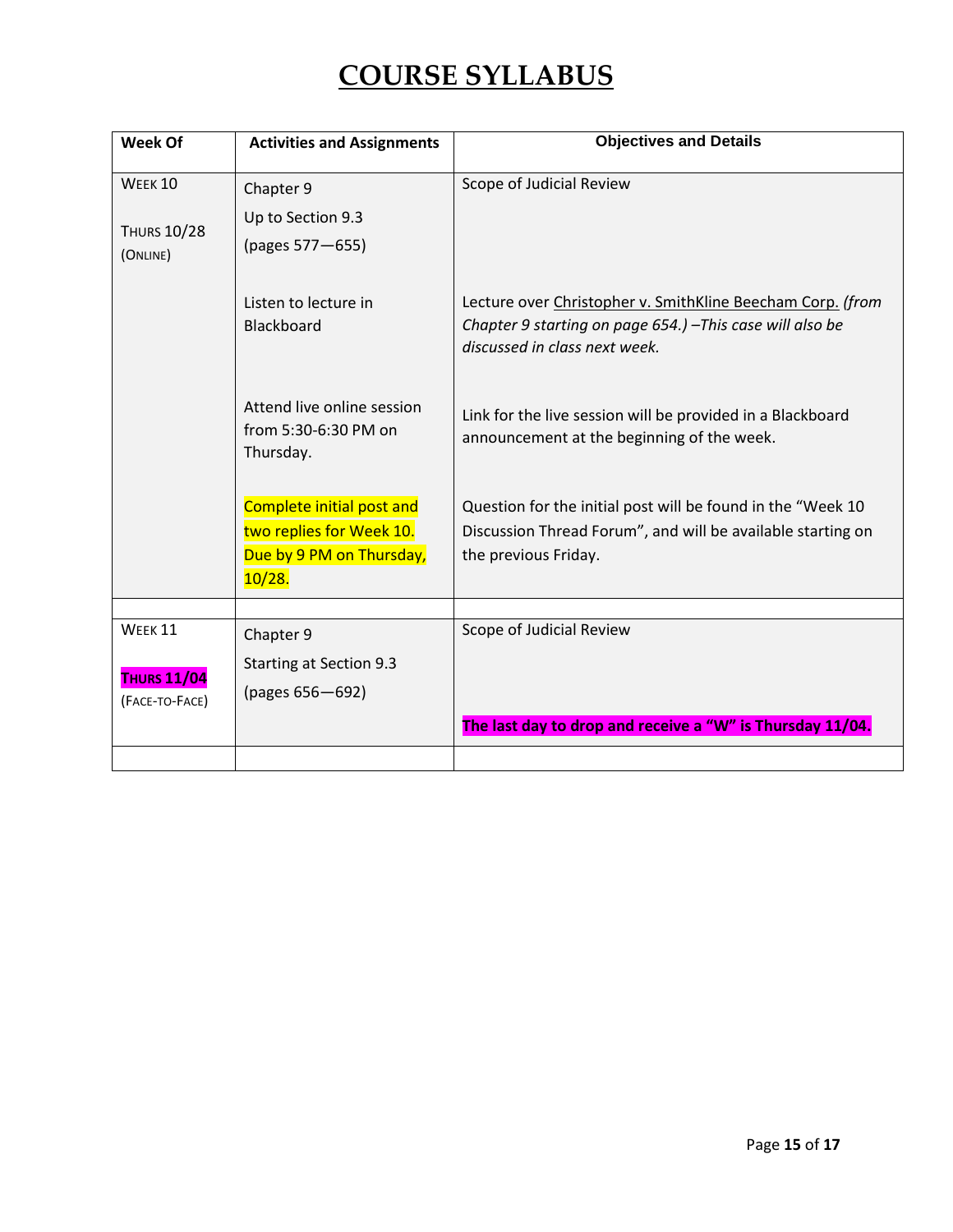# COURSE SYLLABUS

| Week Of | Activities and Assignments | Objectives and Details |
|---|---|---|
| WEEK 10<br><br>THURS 10/28<br>(ONLINE) | Chapter 9<br>Up to Section 9.3<br>(pages 577—655) | Scope of Judicial Review |
| | Listen to lecture in Blackboard | Lecture over <u>Christopher v. SmithKline Beecham Corp.</u> *(from Chapter 9 starting on page 654.) –This case will also be discussed in class next week.* |
| | Attend live online session from 5:30-6:30 PM on Thursday. | Link for the live session will be provided in a Blackboard announcement at the beginning of the week. |
| | Complete initial post and two replies for Week 10. Due by 9 PM on Thursday, 10/28. | Question for the initial post will be found in the "Week 10 Discussion Thread Forum", and will be available starting on the previous Friday. |
| | | |
| WEEK 11<br><br>**THURS 11/04**<br>(FACE-TO-FACE) | Chapter 9<br>Starting at Section 9.3<br>(pages 656—692) | Scope of Judicial Review<br><br>**The last day to drop and receive a "W" is Thursday 11/04.** |
| | | |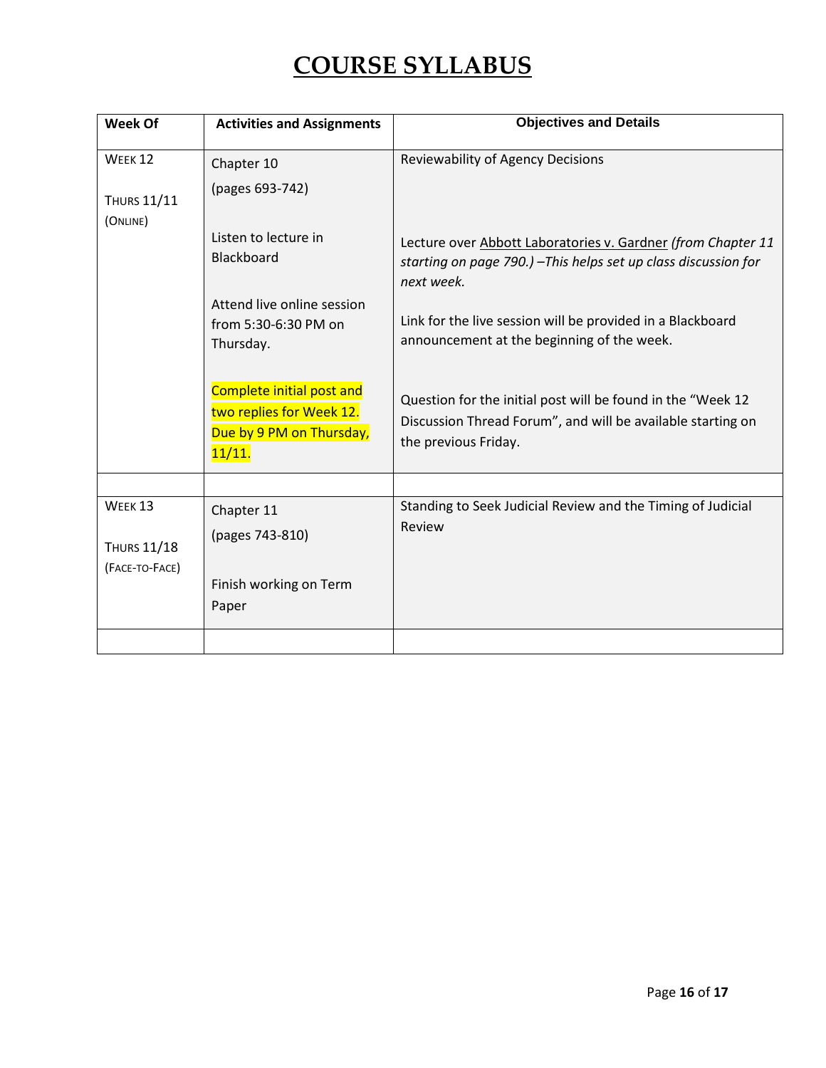# COURSE SYLLABUS

| Week Of | Activities and Assignments | Objectives and Details |
|---|---|---|
| Week 12<br><br>Thurs 11/11<br>(Online) | Chapter 10<br>(pages 693-742)<br><br>Listen to lecture in Blackboard<br><br>Attend live online session from 5:30-6:30 PM on Thursday.<br><br>Complete initial post and two replies for Week 12. Due by 9 PM on Thursday, 11/11. | Reviewability of Agency Decisions<br><br>Lecture over Abbott Laboratories v. Gardner *(from Chapter 11 starting on page 790.) –This helps set up class discussion for next week.*<br><br>Link for the live session will be provided in a Blackboard announcement at the beginning of the week.<br><br>Question for the initial post will be found in the "Week 12 Discussion Thread Forum", and will be available starting on the previous Friday. |
| | | |
| Week 13<br><br>Thurs 11/18<br>(Face-to-Face) | Chapter 11<br>(pages 743-810)<br><br>Finish working on Term Paper | Standing to Seek Judicial Review and the Timing of Judicial Review |
| | | |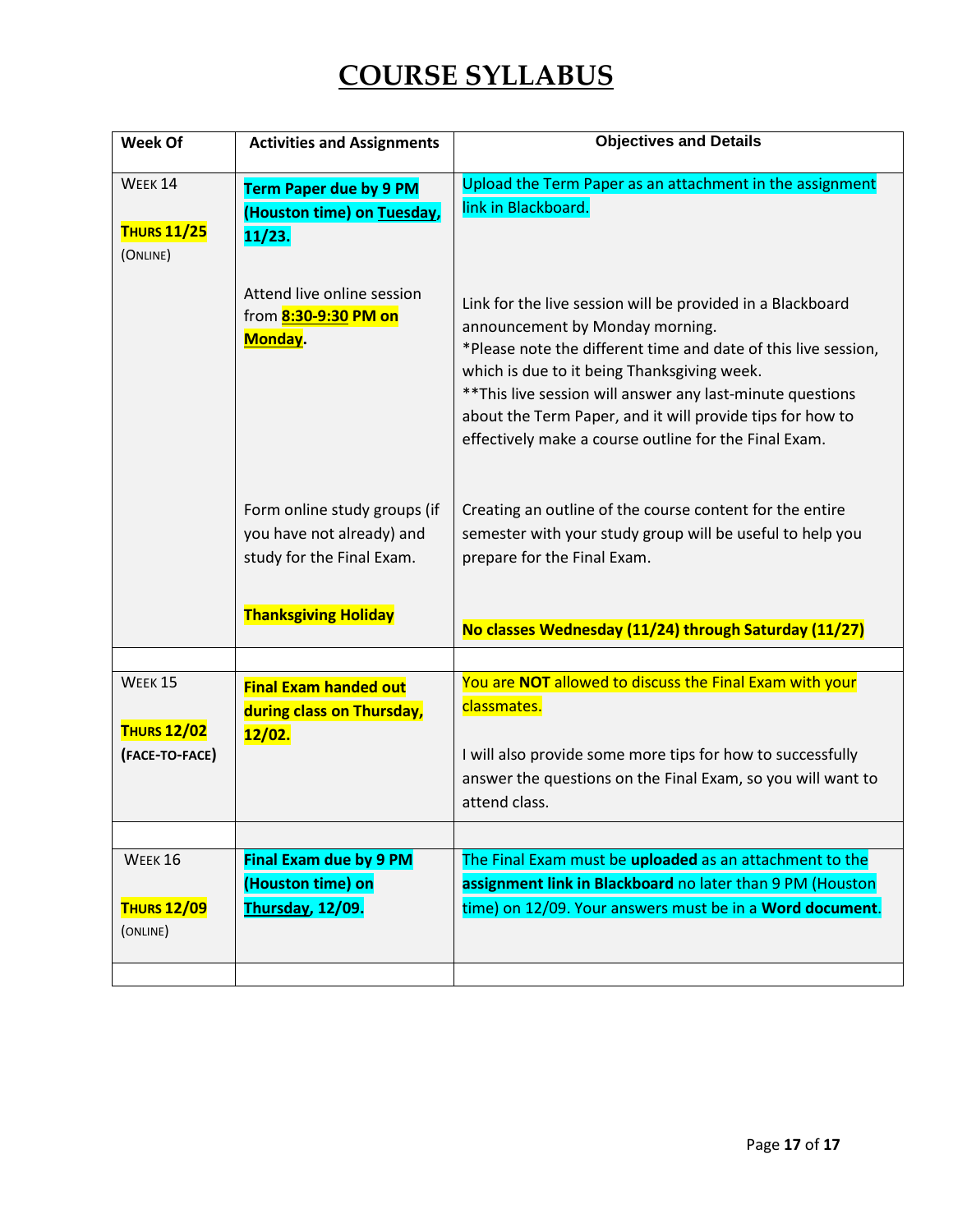# COURSE SYLLABUS

| Week Of | Activities and Assignments | Objectives and Details |
|---|---|---|
| WEEK 14<br><br>**THURS 11/25**<br>(ONLINE) | **Term Paper due by 9 PM (Houston time) on Tuesday, 11/23.** | Upload the Term Paper as an attachment in the assignment link in Blackboard. |
| | Attend live online session from **8:30-9:30 PM on Monday**. | Link for the live session will be provided in a Blackboard announcement by Monday morning.<br>*Please note the different time and date of this live session, which is due to it being Thanksgiving week.<br>**This live session will answer any last-minute questions about the Term Paper, and it will provide tips for how to effectively make a course outline for the Final Exam. |
| | Form online study groups (if you have not already) and study for the Final Exam. | Creating an outline of the course content for the entire semester with your study group will be useful to help you prepare for the Final Exam. |
| | **Thanksgiving Holiday** | **No classes Wednesday (11/24) through Saturday (11/27)** |
| | | |
| WEEK 15<br><br>**THURS 12/02**<br>**(FACE-TO-FACE)** | **Final Exam handed out during class on Thursday, 12/02.** | You are **NOT** allowed to discuss the Final Exam with your classmates.<br><br>I will also provide some more tips for how to successfully answer the questions on the Final Exam, so you will want to attend class. |
| | | |
| WEEK 16<br><br>**THURS 12/09**<br>(ONLINE) | **Final Exam due by 9 PM (Houston time) on Thursday, 12/09.** | The Final Exam must be **uploaded** as an attachment to the **assignment link in Blackboard** no later than 9 PM (Houston time) on 12/09. Your answers must be in a **Word document**. |
| | | |